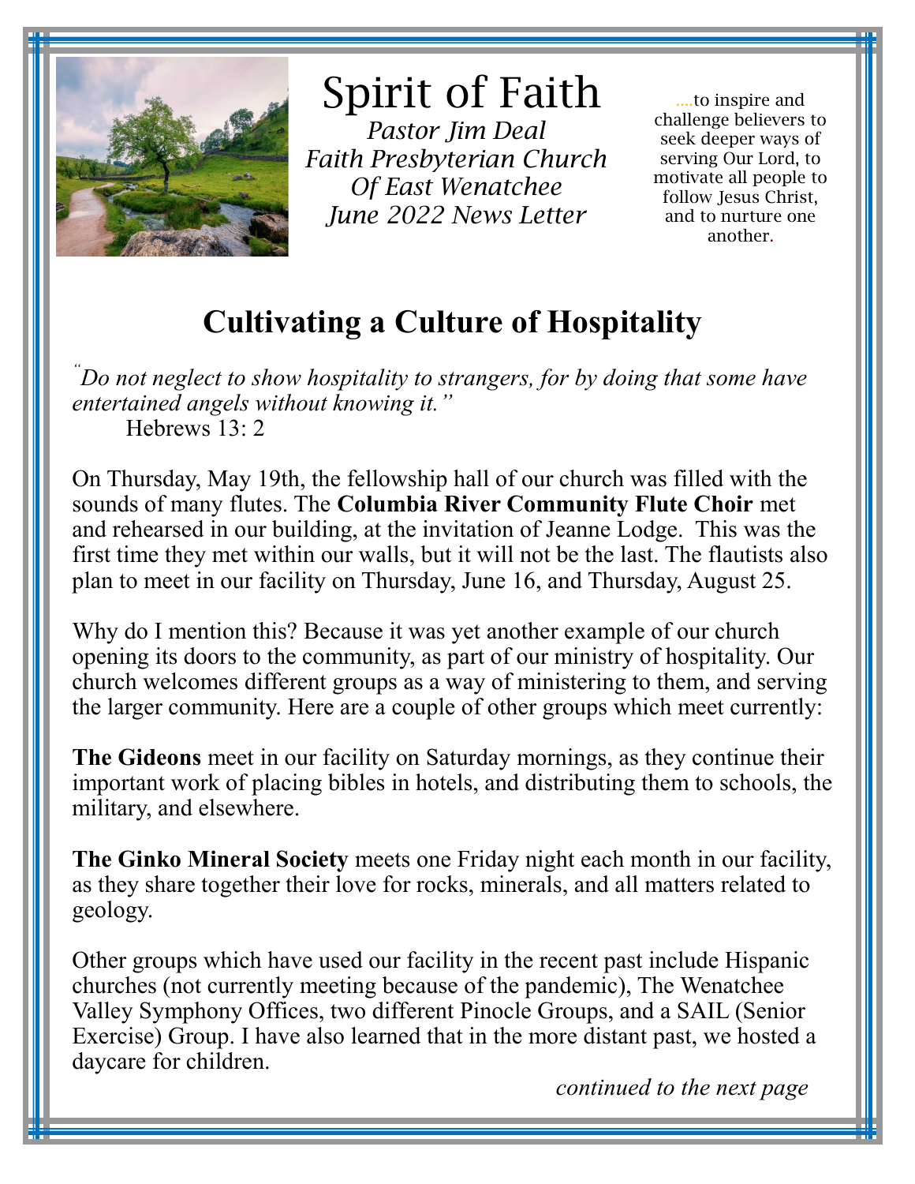# Spirit of Faith

*Pastor Jim Deal*
*Faith Presbyterian Church*
*Of East Wenatchee*
*June 2022 News Letter*

....to inspire and challenge believers to seek deeper ways of serving Our Lord, to motivate all people to follow Jesus Christ, and to nurture one another.

## Cultivating a Culture of Hospitality

*"Do not neglect to show hospitality to strangers, for by doing that some have entertained angels without knowing it."*
Hebrews 13: 2

On Thursday, May 19th, the fellowship hall of our church was filled with the sounds of many flutes. The **Columbia River Community Flute Choir** met and rehearsed in our building, at the invitation of Jeanne Lodge. This was the first time they met within our walls, but it will not be the last. The flautists also plan to meet in our facility on Thursday, June 16, and Thursday, August 25.

Why do I mention this? Because it was yet another example of our church opening its doors to the community, as part of our ministry of hospitality. Our church welcomes different groups as a way of ministering to them, and serving the larger community. Here are a couple of other groups which meet currently:

**The Gideons** meet in our facility on Saturday mornings, as they continue their important work of placing bibles in hotels, and distributing them to schools, the military, and elsewhere.

**The Ginko Mineral Society** meets one Friday night each month in our facility, as they share together their love for rocks, minerals, and all matters related to geology.

Other groups which have used our facility in the recent past include Hispanic churches (not currently meeting because of the pandemic), The Wenatchee Valley Symphony Offices, two different Pinocle Groups, and a SAIL (Senior Exercise) Group. I have also learned that in the more distant past, we hosted a daycare for children.

*continued to the next page*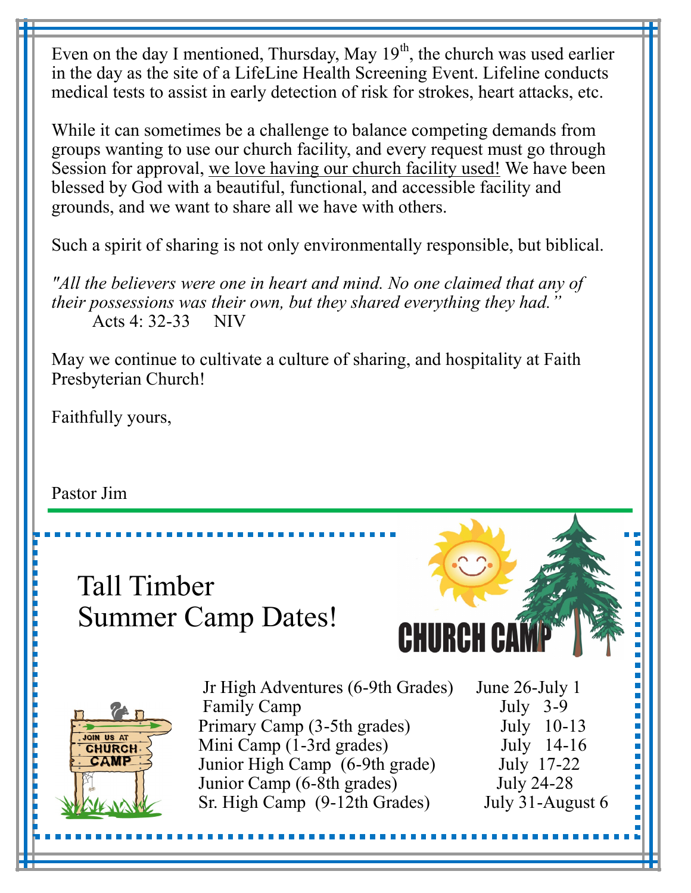Even on the day I mentioned, Thursday, May 19th, the church was used earlier in the day as the site of a LifeLine Health Screening Event. Lifeline conducts medical tests to assist in early detection of risk for strokes, heart attacks, etc.

While it can sometimes be a challenge to balance competing demands from groups wanting to use our church facility, and every request must go through Session for approval, <u>we love having our church facility used!</u> We have been blessed by God with a beautiful, functional, and accessible facility and grounds, and we want to share all we have with others.

Such a spirit of sharing is not only environmentally responsible, but biblical.

*"All the believers were one in heart and mind. No one claimed that any of their possessions was their own, but they shared everything they had."*
Acts 4: 32-33 NIV

May we continue to cultivate a culture of sharing, and hospitality at Faith Presbyterian Church!

Faithfully yours,

Pastor Jim

---

## Tall Timber Summer Camp Dates!

CHURCH CAMP

JOIN US AT CHURCH CAMP

| Camp | Dates |
|---|---|
| Jr High Adventures (6-9th Grades) | June 26-July 1 |
| Family Camp | July 3-9 |
| Primary Camp (3-5th grades) | July 10-13 |
| Mini Camp (1-3rd grades) | July 14-16 |
| Junior High Camp (6-9th grade) | July 17-22 |
| Junior Camp (6-8th grades) | July 24-28 |
| Sr. High Camp (9-12th Grades) | July 31-August 6 |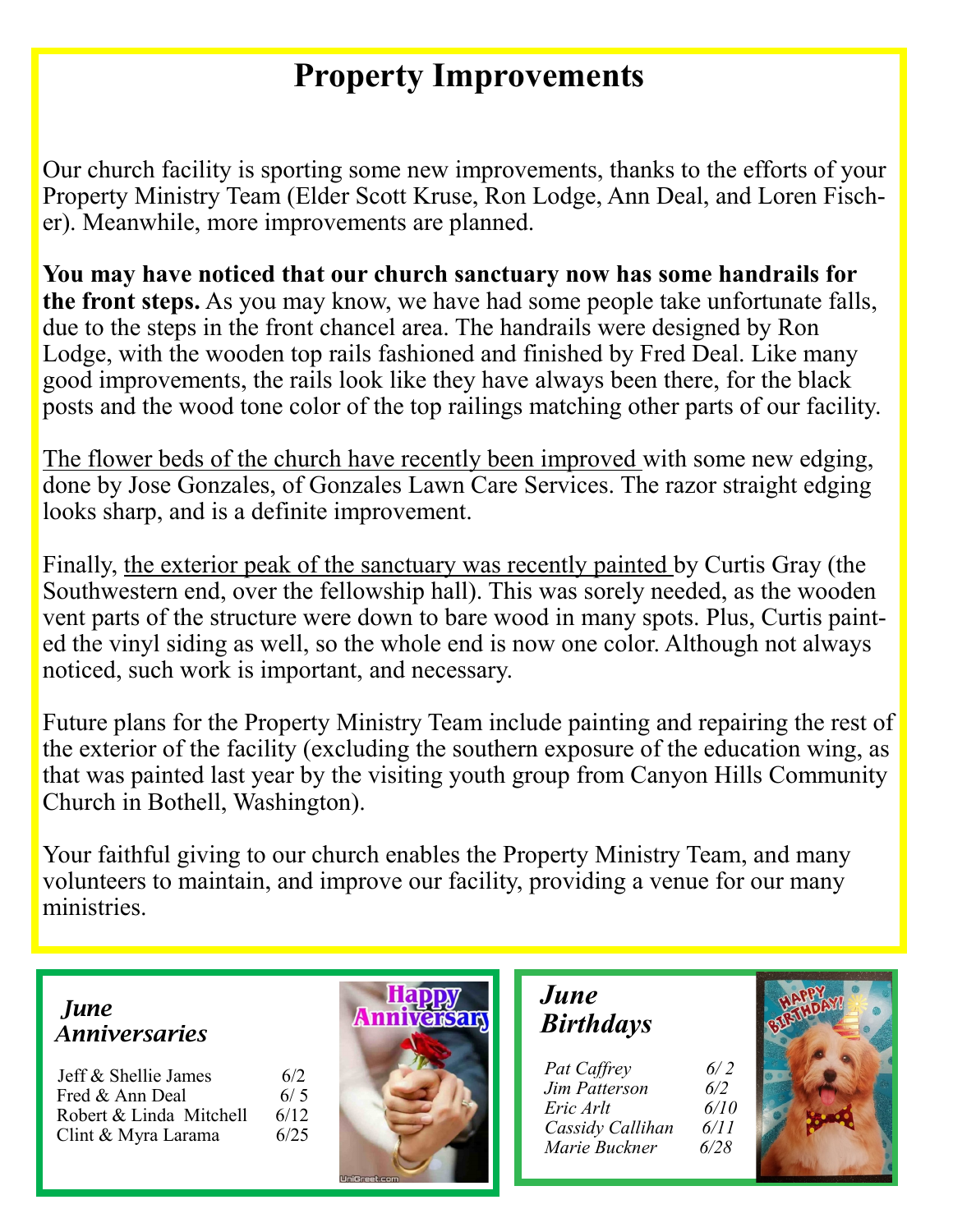# Property Improvements

Our church facility is sporting some new improvements, thanks to the efforts of your Property Ministry Team (Elder Scott Kruse, Ron Lodge, Ann Deal, and Loren Fischer). Meanwhile, more improvements are planned.

**You may have noticed that our church sanctuary now has some handrails for the front steps.** As you may know, we have had some people take unfortunate falls, due to the steps in the front chancel area. The handrails were designed by Ron Lodge, with the wooden top rails fashioned and finished by Fred Deal. Like many good improvements, the rails look like they have always been there, for the black posts and the wood tone color of the top railings matching other parts of our facility.

<u>The flower beds of the church have recently been improved</u> with some new edging, done by Jose Gonzales, of Gonzales Lawn Care Services. The razor straight edging looks sharp, and is a definite improvement.

Finally, <u>the exterior peak of the sanctuary was recently painted</u> by Curtis Gray (the Southwestern end, over the fellowship hall). This was sorely needed, as the wooden vent parts of the structure were down to bare wood in many spots. Plus, Curtis painted the vinyl siding as well, so the whole end is now one color. Although not always noticed, such work is important, and necessary.

Future plans for the Property Ministry Team include painting and repairing the rest of the exterior of the facility (excluding the southern exposure of the education wing, as that was painted last year by the visiting youth group from Canyon Hills Community Church in Bothell, Washington).

Your faithful giving to our church enables the Property Ministry Team, and many volunteers to maintain, and improve our facility, providing a venue for our many ministries.

## *June Anniversaries*

| | |
|---|---|
| Jeff & Shellie James | 6/2 |
| Fred & Ann Deal | 6/5 |
| Robert & Linda Mitchell | 6/12 |
| Clint & Myra Larama | 6/25 |

## *June Birthdays*

| | |
|---|---|
| *Pat Caffrey* | *6/2* |
| *Jim Patterson* | *6/2* |
| *Eric Arlt* | *6/10* |
| *Cassidy Callihan* | *6/11* |
| *Marie Buckner* | *6/28* |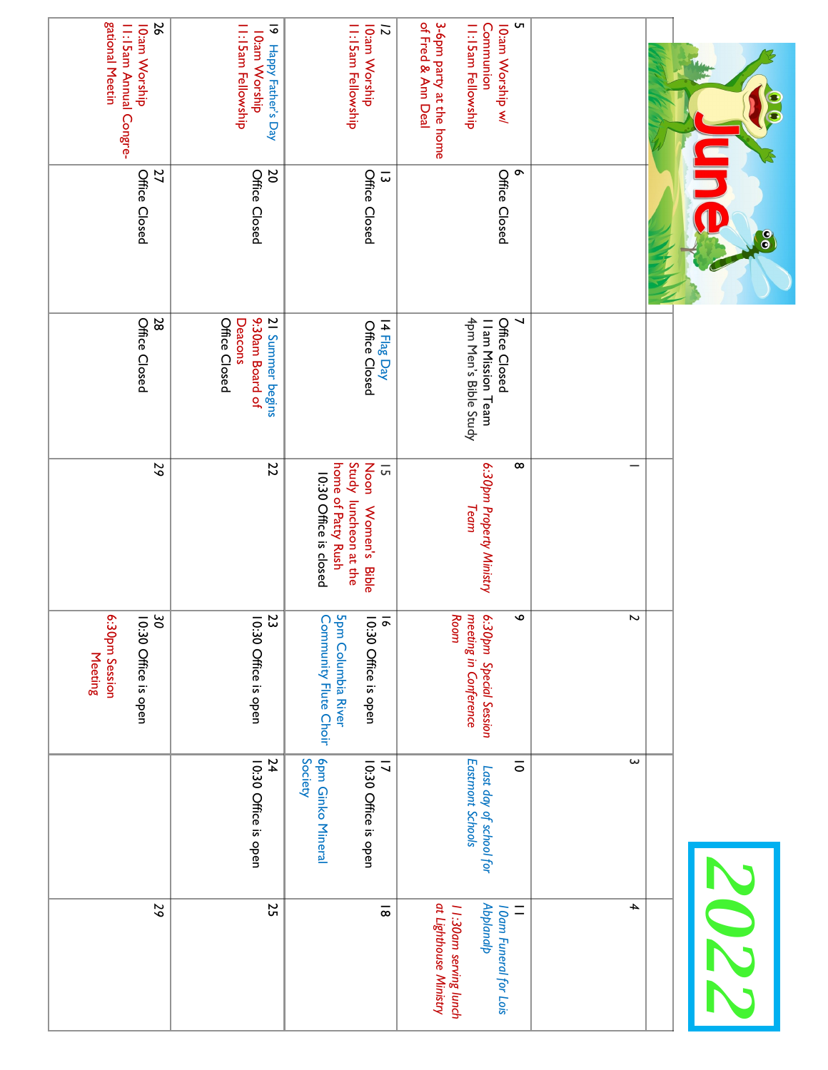# June 2022

| | | | | | | |
|---|---|---|---|---|---|---|
| | | | 1 | 2 | 3 | 4 |
| 5<br>10:am Worship w/ Communion<br>11:15am Fellowship<br>3-6pm party at the home of Fred & Ann Deal | 6<br>Office Closed | 7<br>Office Closed<br>11am Mission Team<br>4pm Men's Bible Study | 8<br>*6:30pm Property Ministry Team* | 9<br>*6:30pm Special Session meeting in Conference Room* | 10<br>*Last day of school for Eastmont Schools* | 11<br>*10am Funeral for Lois Ablandp*<br>*11:30am serving lunch at Lighthouse Ministry* |
| 12<br>10:am Worship<br>11:15am Fellowship | 13<br>Office Closed | 14 Flag Day<br>Office Closed | 15<br>Noon Women's Bible Study luncheon at the home of Patty Rush<br>10:30 Office is closed | 16<br>10:30 Office is open<br>5pm Columbia River Community Flute Choir | 17<br>10:30 Office is open<br>6pm Ginko Mineral Society | 18 |
| 19 Happy Father's Day<br>10am Worship<br>11:15am Fellowship | 20<br>Office Closed | 21 Summer begins<br>9:30am Board of Deacons<br>Office Closed | 22 | 23<br>10:30 Office is open | 24<br>10:30 Office is open | 25 |
| 26<br>10:am Worship<br>11:15am Annual Congre-gational Meetin | 27<br>Office Closed | 28<br>Office Closed | 29 | 30<br>10:30 Office is open<br>6:30pm Session Meeting | | 29 |